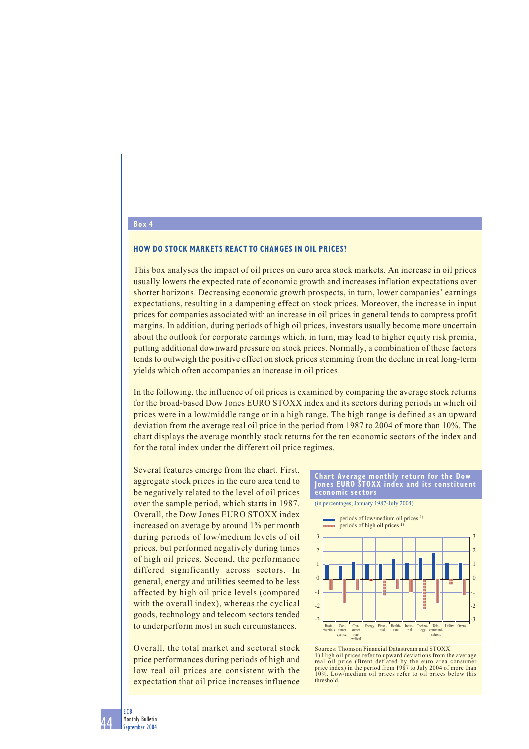**Box 4**

## HOW DO STOCK MARKETS REACT TO CHANGES IN OIL PRICES?

This box analyses the impact of oil prices on euro area stock markets. An increase in oil prices usually lowers the expected rate of economic growth and increases inflation expectations over shorter horizons. Decreasing economic growth prospects, in turn, lower companies' earnings expectations, resulting in a dampening effect on stock prices. Moreover, the increase in input prices for companies associated with an increase in oil prices in general tends to compress profit margins. In addition, during periods of high oil prices, investors usually become more uncertain about the outlook for corporate earnings which, in turn, may lead to higher equity risk premia, putting additional downward pressure on stock prices. Normally, a combination of these factors tends to outweigh the positive effect on stock prices stemming from the decline in real long-term yields which often accompanies an increase in oil prices.

In the following, the influence of oil prices is examined by comparing the average stock returns for the broad-based Dow Jones EURO STOXX index and its sectors during periods in which oil prices were in a low/middle range or in a high range. The high range is defined as an upward deviation from the average real oil price in the period from 1987 to 2004 of more than 10%. The chart displays the average monthly stock returns for the ten economic sectors of the index and for the total index under the different oil price regimes.

Several features emerge from the chart. First, aggregate stock prices in the euro area tend to be negatively related to the level of oil prices over the sample period, which starts in 1987. Overall, the Dow Jones EURO STOXX index increased on average by around 1% per month during periods of low/medium levels of oil prices, but performed negatively during times of high oil prices. Second, the performance differed significantly across sectors. In general, energy and utilities seemed to be less affected by high oil price levels (compared with the overall index), whereas the cyclical goods, technology and telecom sectors tended to underperform most in such circumstances.

Overall, the total market and sectoral stock price performances during periods of high and low real oil prices are consistent with the expectation that oil price increases influence

**Chart Average monthly return for the Dow Jones EURO STOXX index and its constituent economic sectors**

(in percentages; January 1987-July 2004)

Legend: periods of low/medium oil prices [1]; periods of high oil prices [1]

Sectors: Basic materials, Consumer cyclical, Consumer non-cyclical, Energy, Financial, Health-care, Industrial, Technology, Telecommunications, Utility, Overall

Sources: Thomson Financial Datastream and STOXX.
1) High oil prices refer to upward deviations from the average real oil price (Brent deflated by the euro area consumer price index) in the period from 1987 to July 2004 of more than 10%. Low/medium oil prices refer to oil prices below this threshold.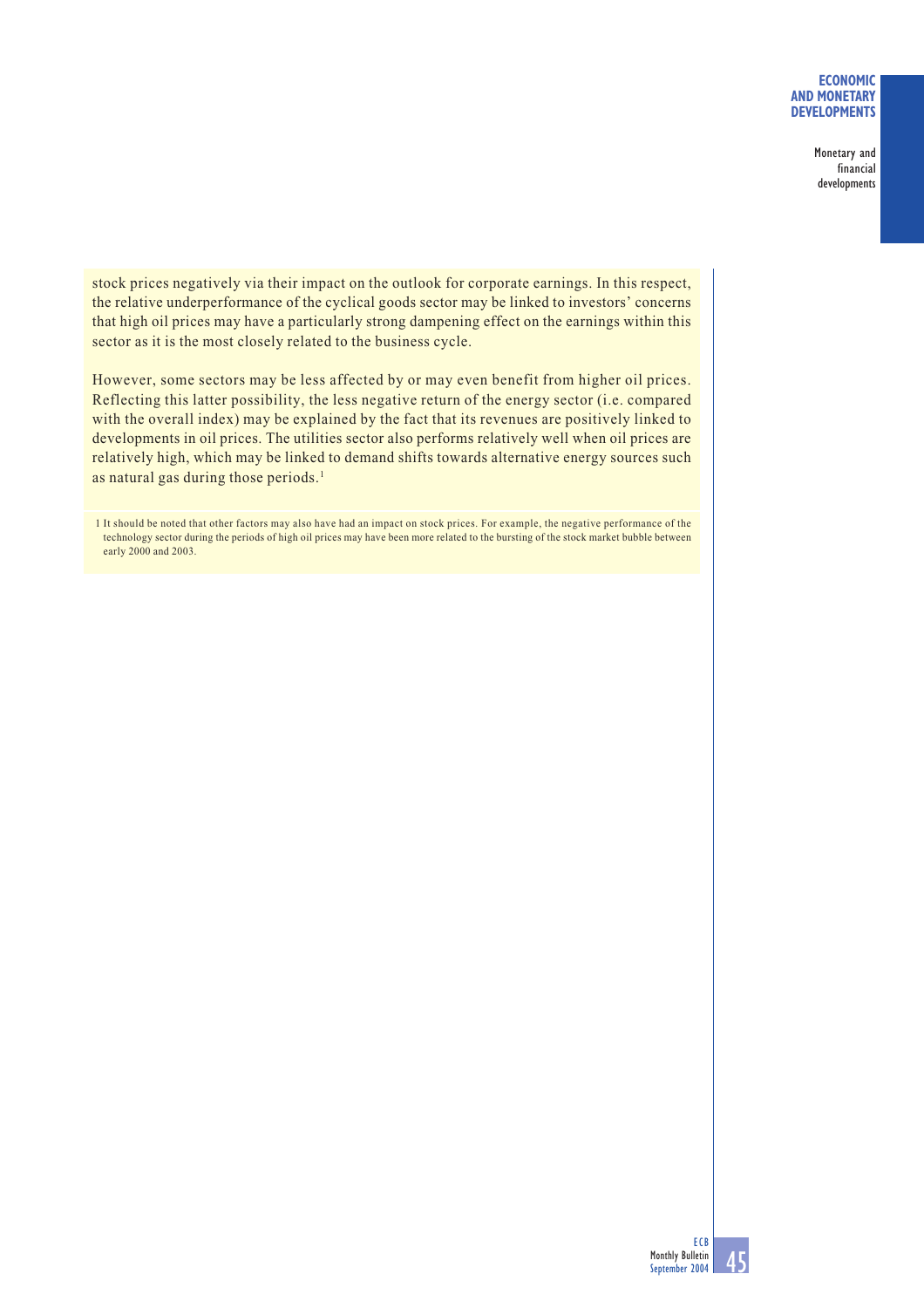stock prices negatively via their impact on the outlook for corporate earnings. In this respect, the relative underperformance of the cyclical goods sector may be linked to investors' concerns that high oil prices may have a particularly strong dampening effect on the earnings within this sector as it is the most closely related to the business cycle.

However, some sectors may be less affected by or may even benefit from higher oil prices. Reflecting this latter possibility, the less negative return of the energy sector (i.e. compared with the overall index) may be explained by the fact that its revenues are positively linked to developments in oil prices. The utilities sector also performs relatively well when oil prices are relatively high, which may be linked to demand shifts towards alternative energy sources such as natural gas during those periods.[1]

1 It should be noted that other factors may also have had an impact on stock prices. For example, the negative performance of the technology sector during the periods of high oil prices may have been more related to the bursting of the stock market bubble between early 2000 and 2003.